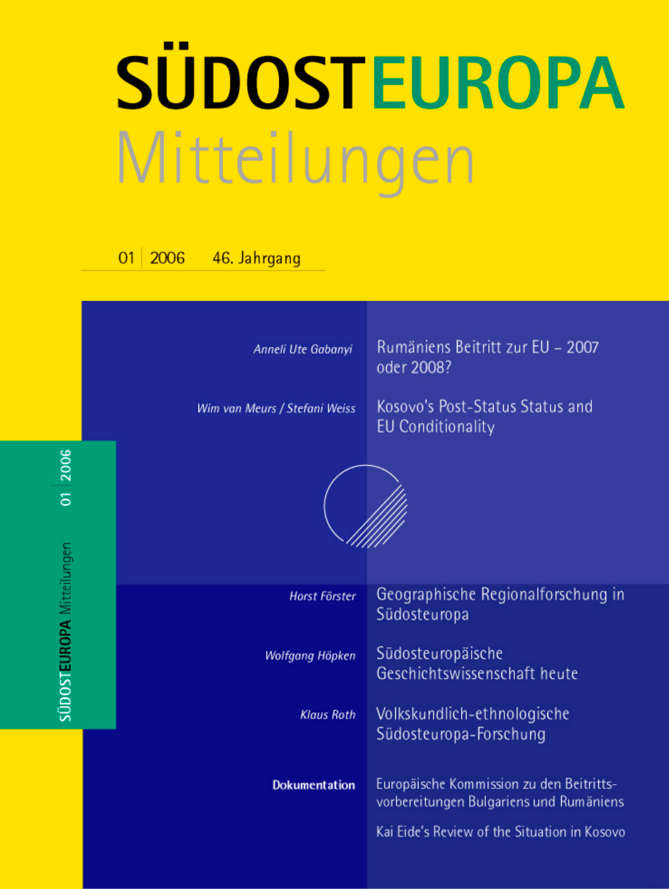# SÜDOSTEUROPA Mitteilungen

01 | 2006 46. Jahrgang

*Anneli Ute Gabanyi* — Rumäniens Beitritt zur EU – 2007 oder 2008?

*Wim van Meurs / Stefani Weiss* — Kosovo's Post-Status Status and EU Conditionality

*Horst Förster* — Geographische Regionalforschung in Südosteuropa

*Wolfgang Höpken* — Südosteuropäische Geschichtswissenschaft heute

*Klaus Roth* — Volkskundlich-ethnologische Südosteuropa-Forschung

**Dokumentation**

Europäische Kommission zu den Beitrittsvorbereitungen Bulgariens und Rumäniens

Kai Eide's Review of the Situation in Kosovo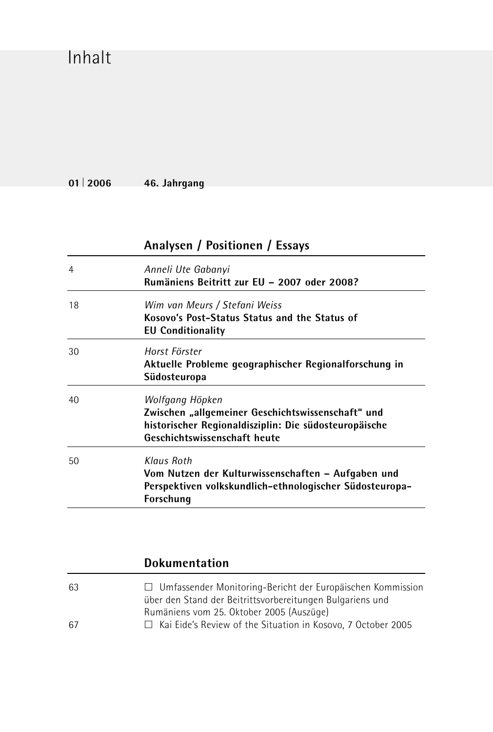# Inhalt

**01 | 2006 46. Jahrgang**

## Analysen / Positionen / Essays

| | |
|---|---|
| 4 | *Anneli Ute Gabanyi*<br>**Rumäniens Beitritt zur EU – 2007 oder 2008?** |
| 18 | *Wim van Meurs / Stefani Weiss*<br>**Kosovo's Post-Status Status and the Status of EU Conditionality** |
| 30 | *Horst Förster*<br>**Aktuelle Probleme geographischer Regionalforschung in Südosteuropa** |
| 40 | *Wolfgang Höpken*<br>**Zwischen „allgemeiner Geschichtswissenschaft" und historischer Regionaldisziplin: Die südosteuropäische Geschichtswissenschaft heute** |
| 50 | *Klaus Roth*<br>**Vom Nutzen der Kulturwissenschaften – Aufgaben und Perspektiven volkskundlich-ethnologischer Südosteuropa-Forschung** |

## Dokumentation

| | |
|---|---|
| 63 | □ Umfassender Monitoring-Bericht der Europäischen Kommission über den Stand der Beitrittsvorbereitungen Bulgariens und Rumäniens vom 25. Oktober 2005 (Auszüge) |
| 67 | □ Kai Eide's Review of the Situation in Kosovo, 7 October 2005 |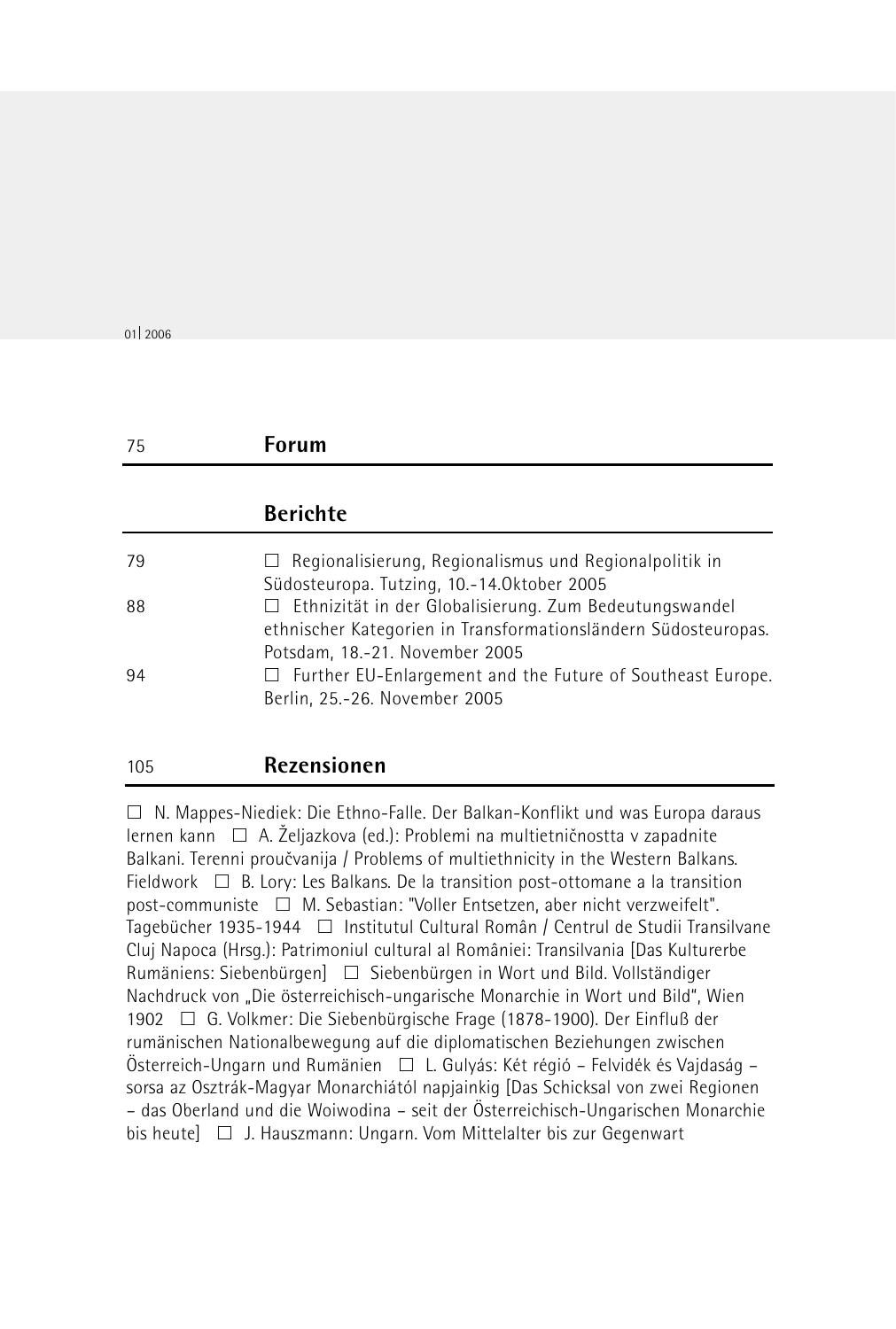75 **Forum**

## Berichte

79 □ Regionalisierung, Regionalismus und Regionalpolitik in Südosteuropa. Tutzing, 10.-14.Oktober 2005

88 □ Ethnizität in der Globalisierung. Zum Bedeutungswandel ethnischer Kategorien in Transformationsländern Südosteuropas. Potsdam, 18.-21. November 2005

94 □ Further EU-Enlargement and the Future of Southeast Europe. Berlin, 25.-26. November 2005

105 **Rezensionen**

□ N. Mappes-Niediek: Die Ethno-Falle. Der Balkan-Konflikt und was Europa daraus lernen kann □ A. Željazkova (ed.): Problemi na multietničnostta v zapadnite Balkani. Terenni proučvanija / Problems of multiethnicity in the Western Balkans. Fieldwork □ B. Lory: Les Balkans. De la transition post-ottomane a la transition post-communiste □ M. Sebastian: "Voller Entsetzen, aber nicht verzweifelt". Tagebücher 1935-1944 □ Institutul Cultural Român / Centrul de Studii Transilvane Cluj Napoca (Hrsg.): Patrimoniul cultural al României: Transilvania [Das Kulturerbe Rumäniens: Siebenbürgen] □ Siebenbürgen in Wort und Bild. Vollständiger Nachdruck von „Die österreichisch-ungarische Monarchie in Wort und Bild", Wien 1902 □ G. Volkmer: Die Siebenbürgische Frage (1878-1900). Der Einfluß der rumänischen Nationalbewegung auf die diplomatischen Beziehungen zwischen Österreich-Ungarn und Rumänien □ L. Gulyás: Két régió – Felvidék és Vajdaság – sorsa az Osztrák-Magyar Monarchiától napjainkig [Das Schicksal von zwei Regionen – das Oberland und die Woiwodina – seit der Österreichisch-Ungarischen Monarchie bis heute] □ J. Hauszmann: Ungarn. Vom Mittelalter bis zur Gegenwart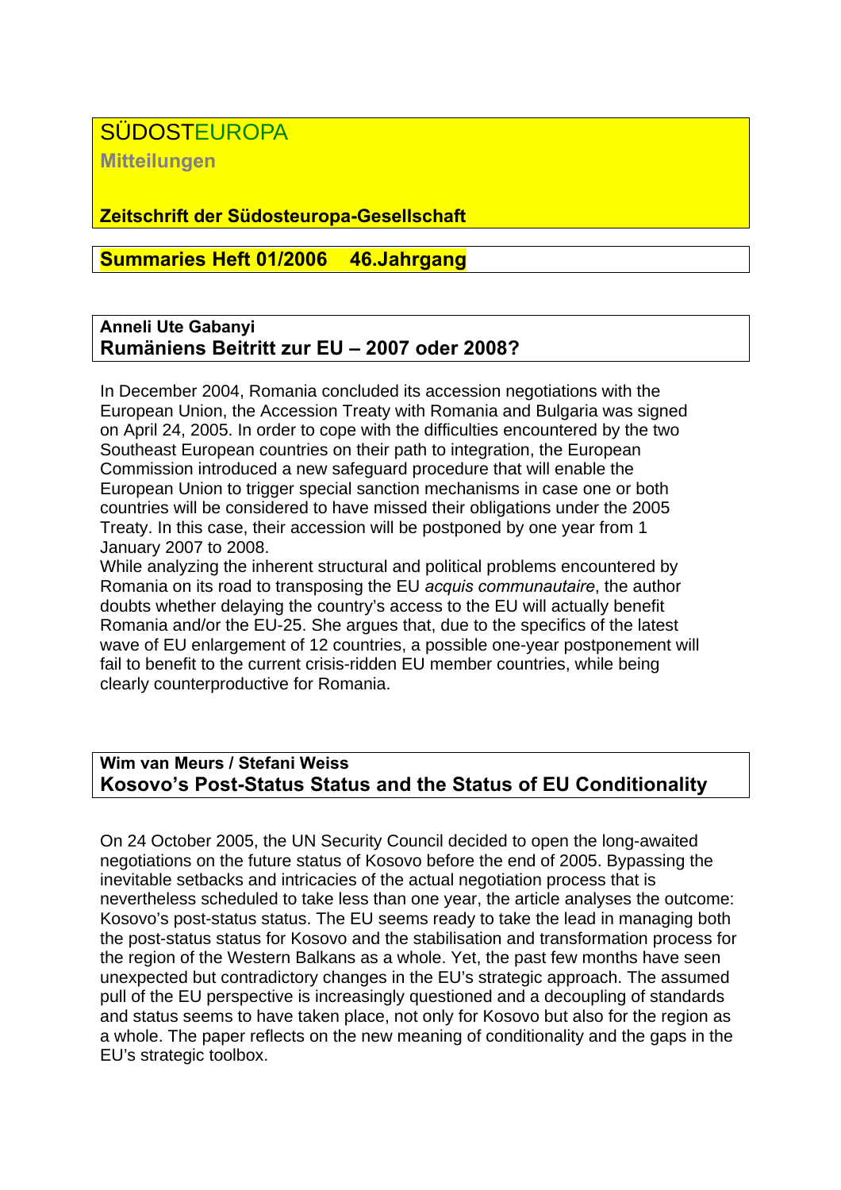# SÜDOSTEUROPA

**Mitteilungen**

**Zeitschrift der Südosteuropa-Gesellschaft**

**Summaries Heft 01/2006 46.Jahrgang**

**Anneli Ute Gabanyi**

## Rumäniens Beitritt zur EU – 2007 oder 2008?

In December 2004, Romania concluded its accession negotiations with the European Union, the Accession Treaty with Romania and Bulgaria was signed on April 24, 2005. In order to cope with the difficulties encountered by the two Southeast European countries on their path to integration, the European Commission introduced a new safeguard procedure that will enable the European Union to trigger special sanction mechanisms in case one or both countries will be considered to have missed their obligations under the 2005 Treaty. In this case, their accession will be postponed by one year from 1 January 2007 to 2008.

While analyzing the inherent structural and political problems encountered by Romania on its road to transposing the EU *acquis communautaire*, the author doubts whether delaying the country's access to the EU will actually benefit Romania and/or the EU-25. She argues that, due to the specifics of the latest wave of EU enlargement of 12 countries, a possible one-year postponement will fail to benefit to the current crisis-ridden EU member countries, while being clearly counterproductive for Romania.

**Wim van Meurs / Stefani Weiss**

## Kosovo's Post-Status Status and the Status of EU Conditionality

On 24 October 2005, the UN Security Council decided to open the long-awaited negotiations on the future status of Kosovo before the end of 2005. Bypassing the inevitable setbacks and intricacies of the actual negotiation process that is nevertheless scheduled to take less than one year, the article analyses the outcome: Kosovo's post-status status. The EU seems ready to take the lead in managing both the post-status status for Kosovo and the stabilisation and transformation process for the region of the Western Balkans as a whole. Yet, the past few months have seen unexpected but contradictory changes in the EU's strategic approach. The assumed pull of the EU perspective is increasingly questioned and a decoupling of standards and status seems to have taken place, not only for Kosovo but also for the region as a whole. The paper reflects on the new meaning of conditionality and the gaps in the EU's strategic toolbox.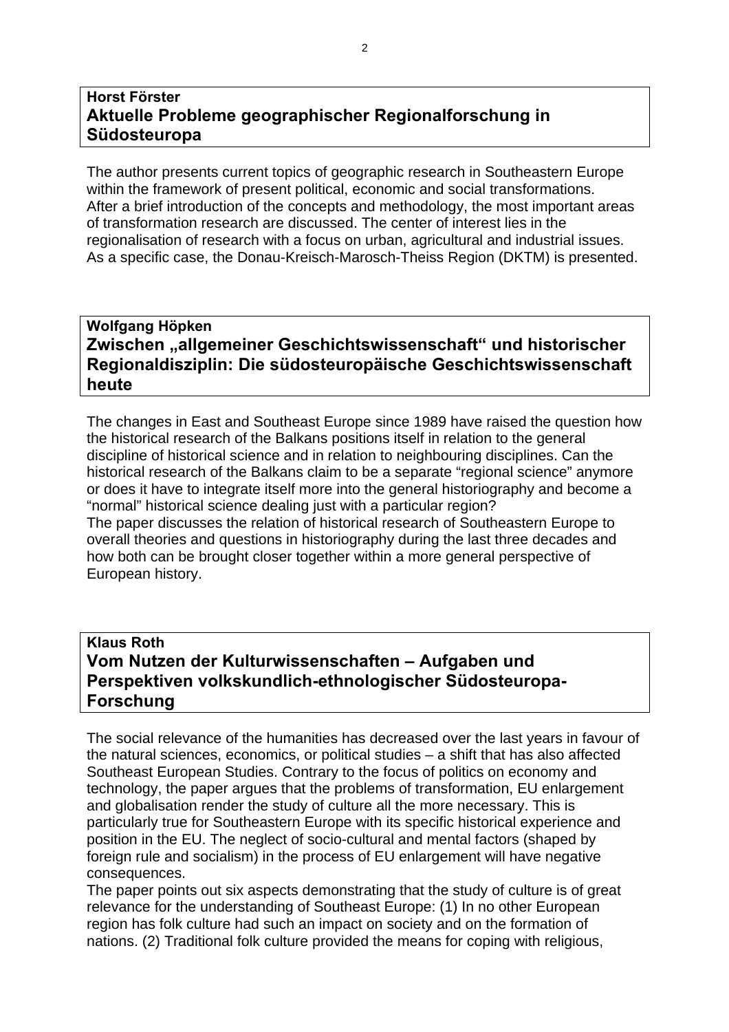**Horst Förster**

## Aktuelle Probleme geographischer Regionalforschung in Südosteuropa

The author presents current topics of geographic research in Southeastern Europe within the framework of present political, economic and social transformations. After a brief introduction of the concepts and methodology, the most important areas of transformation research are discussed. The center of interest lies in the regionalisation of research with a focus on urban, agricultural and industrial issues. As a specific case, the Donau-Kreisch-Marosch-Theiss Region (DKTM) is presented.

**Wolfgang Höpken**

## Zwischen „allgemeiner Geschichtswissenschaft“ und historischer Regionaldisziplin: Die südosteuropäische Geschichtswissenschaft heute

The changes in East and Southeast Europe since 1989 have raised the question how the historical research of the Balkans positions itself in relation to the general discipline of historical science and in relation to neighbouring disciplines. Can the historical research of the Balkans claim to be a separate “regional science” anymore or does it have to integrate itself more into the general historiography and become a “normal” historical science dealing just with a particular region?
The paper discusses the relation of historical research of Southeastern Europe to overall theories and questions in historiography during the last three decades and how both can be brought closer together within a more general perspective of European history.

**Klaus Roth**

## Vom Nutzen der Kulturwissenschaften – Aufgaben und Perspektiven volkskundlich-ethnologischer Südosteuropa-Forschung

The social relevance of the humanities has decreased over the last years in favour of the natural sciences, economics, or political studies – a shift that has also affected Southeast European Studies. Contrary to the focus of politics on economy and technology, the paper argues that the problems of transformation, EU enlargement and globalisation render the study of culture all the more necessary. This is particularly true for Southeastern Europe with its specific historical experience and position in the EU. The neglect of socio-cultural and mental factors (shaped by foreign rule and socialism) in the process of EU enlargement will have negative consequences.
The paper points out six aspects demonstrating that the study of culture is of great relevance for the understanding of Southeast Europe: (1) In no other European region has folk culture had such an impact on society and on the formation of nations. (2) Traditional folk culture provided the means for coping with religious,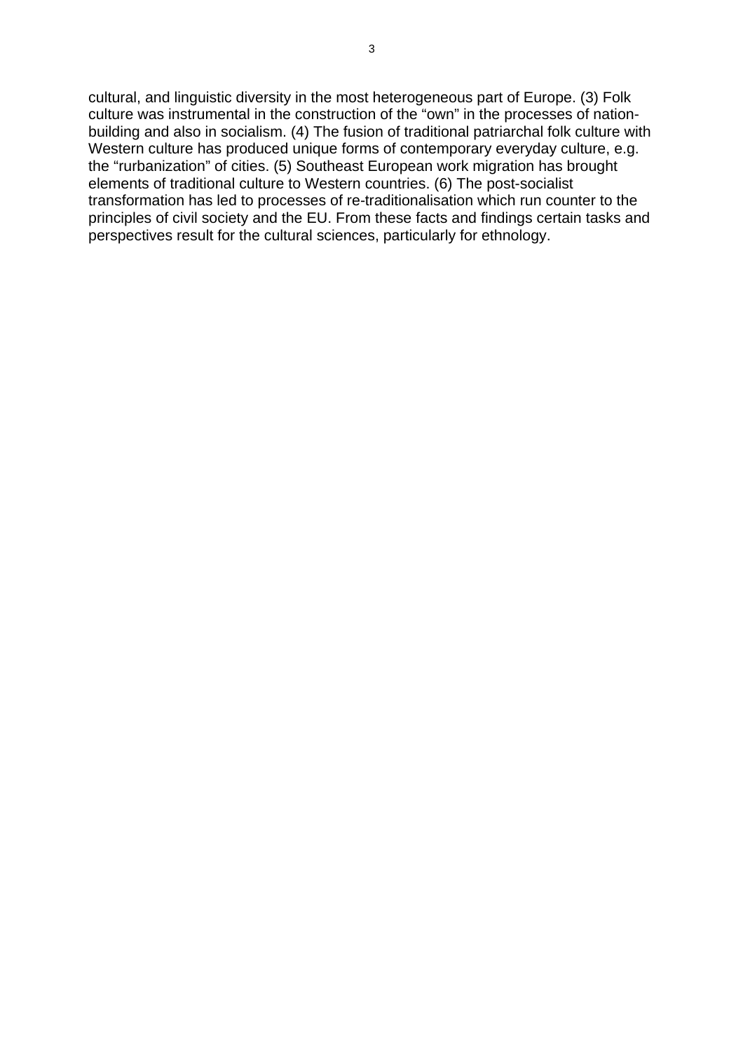cultural, and linguistic diversity in the most heterogeneous part of Europe. (3) Folk culture was instrumental in the construction of the “own” in the processes of nation-building and also in socialism. (4) The fusion of traditional patriarchal folk culture with Western culture has produced unique forms of contemporary everyday culture, e.g. the “rurbanization” of cities. (5) Southeast European work migration has brought elements of traditional culture to Western countries. (6) The post-socialist transformation has led to processes of re-traditionalisation which run counter to the principles of civil society and the EU. From these facts and findings certain tasks and perspectives result for the cultural sciences, particularly for ethnology.